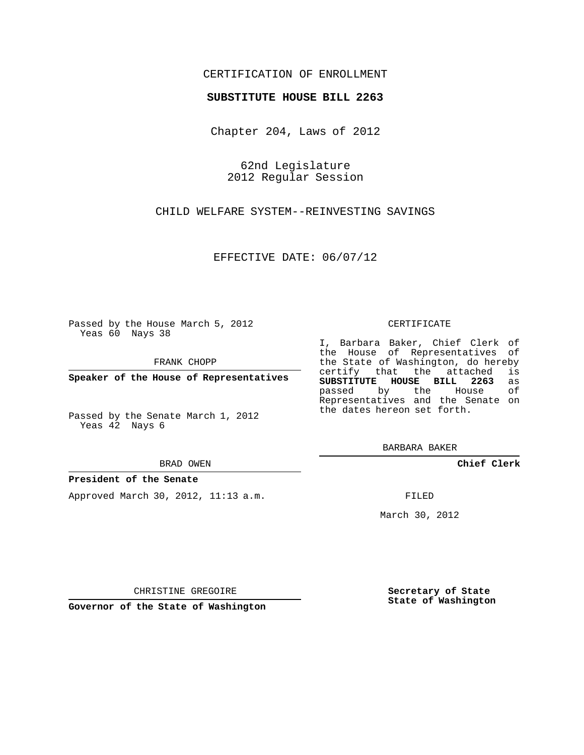CERTIFICATION OF ENROLLMENT

**SUBSTITUTE HOUSE BILL 2263**

Chapter 204, Laws of 2012

62nd Legislature
2012 Regular Session

CHILD WELFARE SYSTEM--REINVESTING SAVINGS

EFFECTIVE DATE: 06/07/12

Passed by the House March 5, 2012
Yeas 60 Nays 38

FRANK CHOPP

**Speaker of the House of Representatives**

Passed by the Senate March 1, 2012
Yeas 42 Nays 6

BRAD OWEN

**President of the Senate**

Approved March 30, 2012, 11:13 a.m.

CHRISTINE GREGOIRE

**Governor of the State of Washington**

CERTIFICATE

I, Barbara Baker, Chief Clerk of the House of Representatives of the State of Washington, do hereby certify that the attached is **SUBSTITUTE HOUSE BILL 2263** as passed by the House of Representatives and the Senate on the dates hereon set forth.

BARBARA BAKER

**Chief Clerk**

FILED

March 30, 2012

**Secretary of State**
**State of Washington**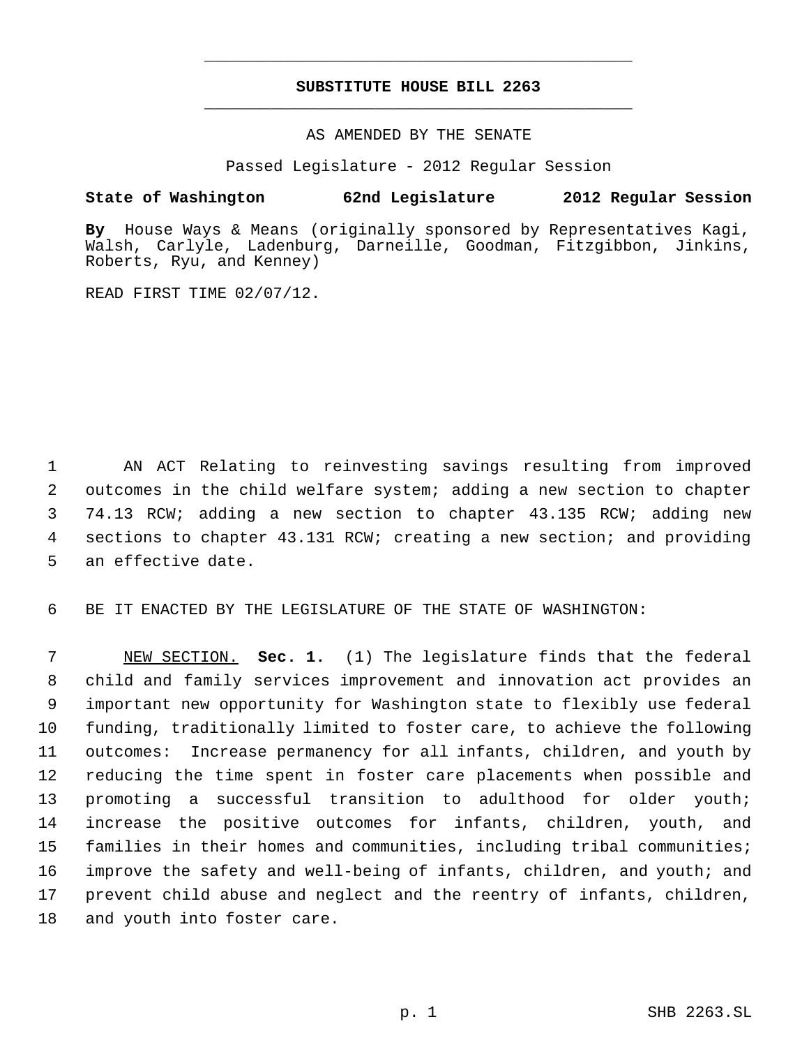**SUBSTITUTE HOUSE BILL 2263**

AS AMENDED BY THE SENATE

Passed Legislature - 2012 Regular Session

**State of Washington 62nd Legislature 2012 Regular Session**

**By** House Ways & Means (originally sponsored by Representatives Kagi, Walsh, Carlyle, Ladenburg, Darneille, Goodman, Fitzgibbon, Jinkins, Roberts, Ryu, and Kenney)

READ FIRST TIME 02/07/12.

AN ACT Relating to reinvesting savings resulting from improved outcomes in the child welfare system; adding a new section to chapter 74.13 RCW; adding a new section to chapter 43.135 RCW; adding new sections to chapter 43.131 RCW; creating a new section; and providing an effective date.

BE IT ENACTED BY THE LEGISLATURE OF THE STATE OF WASHINGTON:

NEW SECTION. **Sec. 1.** (1) The legislature finds that the federal child and family services improvement and innovation act provides an important new opportunity for Washington state to flexibly use federal funding, traditionally limited to foster care, to achieve the following outcomes: Increase permanency for all infants, children, and youth by reducing the time spent in foster care placements when possible and promoting a successful transition to adulthood for older youth; increase the positive outcomes for infants, children, youth, and families in their homes and communities, including tribal communities; improve the safety and well-being of infants, children, and youth; and prevent child abuse and neglect and the reentry of infants, children, and youth into foster care.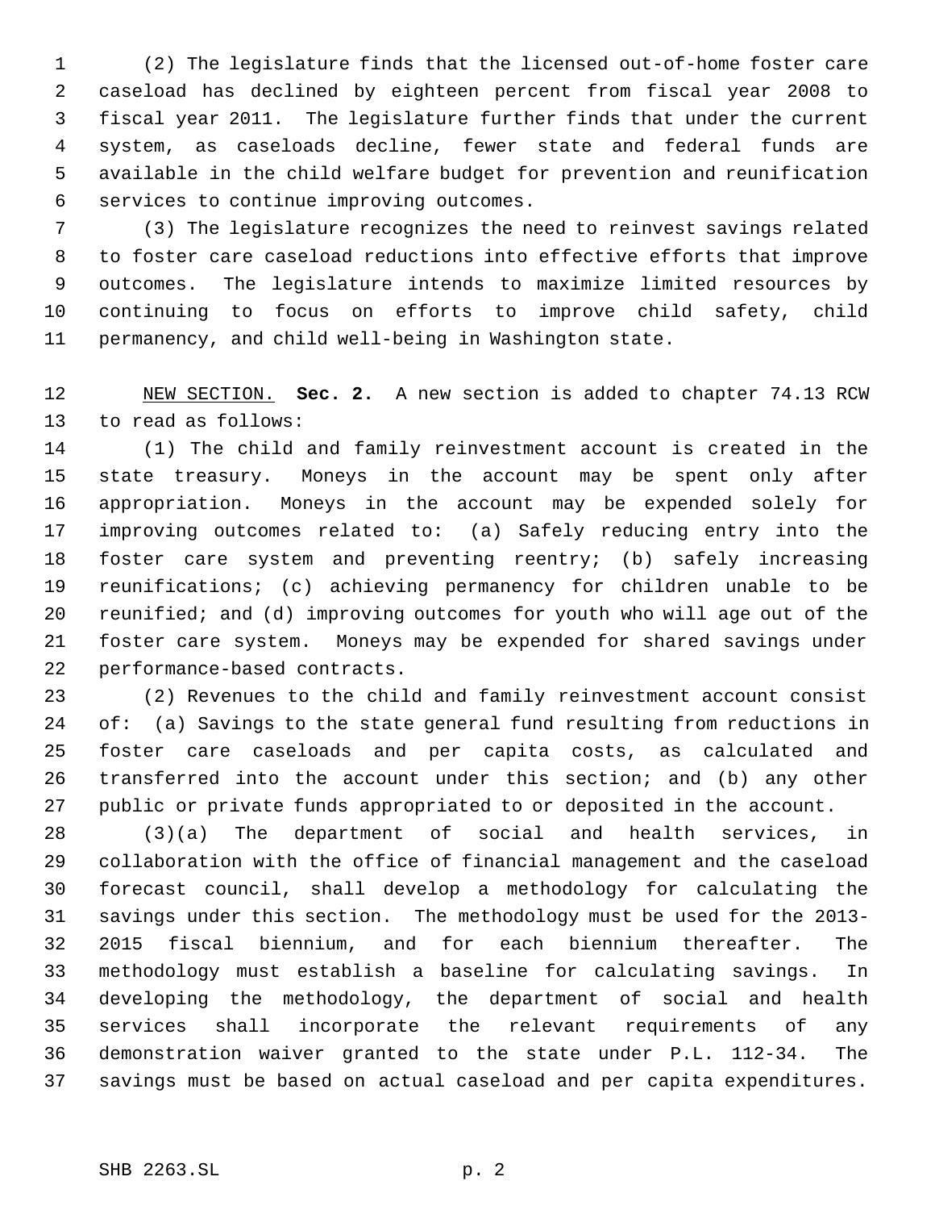(2) The legislature finds that the licensed out-of-home foster care caseload has declined by eighteen percent from fiscal year 2008 to fiscal year 2011. The legislature further finds that under the current system, as caseloads decline, fewer state and federal funds are available in the child welfare budget for prevention and reunification services to continue improving outcomes.

(3) The legislature recognizes the need to reinvest savings related to foster care caseload reductions into effective efforts that improve outcomes. The legislature intends to maximize limited resources by continuing to focus on efforts to improve child safety, child permanency, and child well-being in Washington state.

NEW SECTION. **Sec. 2.** A new section is added to chapter 74.13 RCW to read as follows:

(1) The child and family reinvestment account is created in the state treasury. Moneys in the account may be spent only after appropriation. Moneys in the account may be expended solely for improving outcomes related to: (a) Safely reducing entry into the foster care system and preventing reentry; (b) safely increasing reunifications; (c) achieving permanency for children unable to be reunified; and (d) improving outcomes for youth who will age out of the foster care system. Moneys may be expended for shared savings under performance-based contracts.

(2) Revenues to the child and family reinvestment account consist of: (a) Savings to the state general fund resulting from reductions in foster care caseloads and per capita costs, as calculated and transferred into the account under this section; and (b) any other public or private funds appropriated to or deposited in the account.

(3)(a) The department of social and health services, in collaboration with the office of financial management and the caseload forecast council, shall develop a methodology for calculating the savings under this section. The methodology must be used for the 2013-2015 fiscal biennium, and for each biennium thereafter. The methodology must establish a baseline for calculating savings. In developing the methodology, the department of social and health services shall incorporate the relevant requirements of any demonstration waiver granted to the state under P.L. 112-34. The savings must be based on actual caseload and per capita expenditures.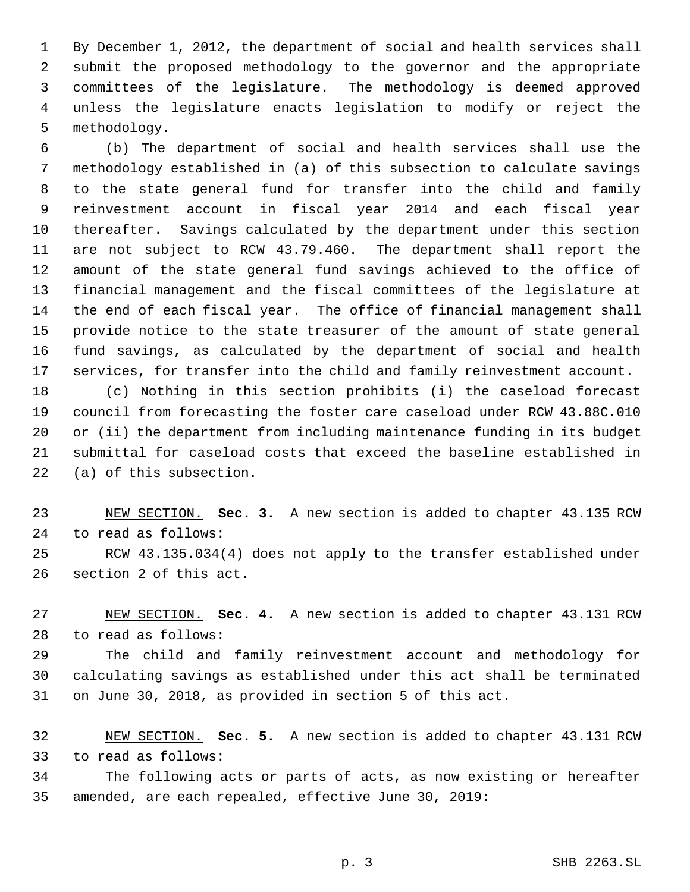By December 1, 2012, the department of social and health services shall submit the proposed methodology to the governor and the appropriate committees of the legislature. The methodology is deemed approved unless the legislature enacts legislation to modify or reject the methodology.

(b) The department of social and health services shall use the methodology established in (a) of this subsection to calculate savings to the state general fund for transfer into the child and family reinvestment account in fiscal year 2014 and each fiscal year thereafter. Savings calculated by the department under this section are not subject to RCW 43.79.460. The department shall report the amount of the state general fund savings achieved to the office of financial management and the fiscal committees of the legislature at the end of each fiscal year. The office of financial management shall provide notice to the state treasurer of the amount of state general fund savings, as calculated by the department of social and health services, for transfer into the child and family reinvestment account.

(c) Nothing in this section prohibits (i) the caseload forecast council from forecasting the foster care caseload under RCW 43.88C.010 or (ii) the department from including maintenance funding in its budget submittal for caseload costs that exceed the baseline established in (a) of this subsection.

NEW SECTION. **Sec. 3.** A new section is added to chapter 43.135 RCW to read as follows:

RCW 43.135.034(4) does not apply to the transfer established under section 2 of this act.

NEW SECTION. **Sec. 4.** A new section is added to chapter 43.131 RCW to read as follows:

The child and family reinvestment account and methodology for calculating savings as established under this act shall be terminated on June 30, 2018, as provided in section 5 of this act.

NEW SECTION. **Sec. 5.** A new section is added to chapter 43.131 RCW to read as follows:

The following acts or parts of acts, as now existing or hereafter amended, are each repealed, effective June 30, 2019: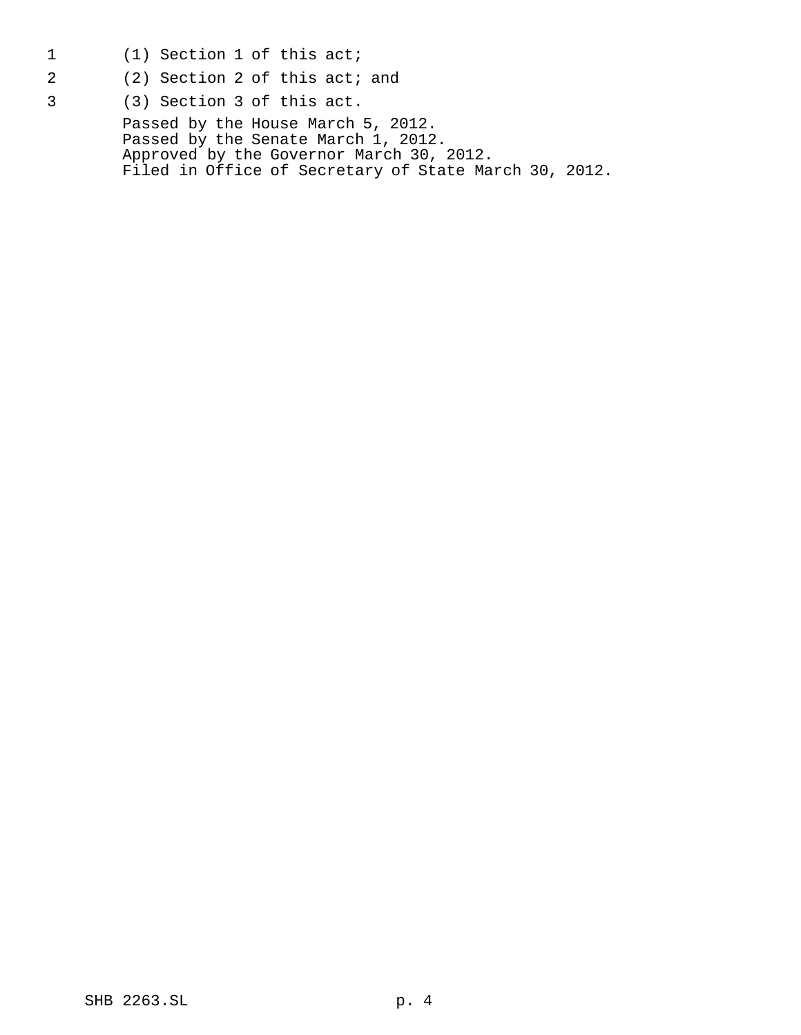(1) Section 1 of this act;

(2) Section 2 of this act; and

(3) Section 3 of this act.

Passed by the House March 5, 2012.
Passed by the Senate March 1, 2012.
Approved by the Governor March 30, 2012.
Filed in Office of Secretary of State March 30, 2012.